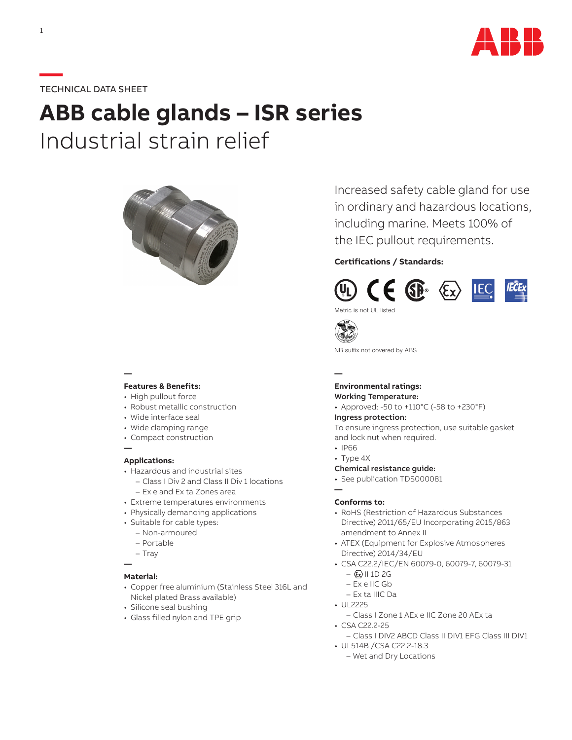TECHNICAL DATA SHEET

# ABB cable glands – ISR series
## Industrial strain relief

Increased safety cable gland for use in ordinary and hazardous locations, including marine. Meets 100% of the IEC pullout requirements.

**Certifications / Standards:**

Metric is not UL listed

NB suffix not covered by ABS

### Features & Benefits:

- High pullout force
- Robust metallic construction
- Wide interface seal
- Wide clamping range
- Compact construction

### Applications:

- Hazardous and industrial sites
  - Class I Div 2 and Class II Div 1 locations
  - Ex e and Ex ta Zones area
- Extreme temperatures environments
- Physically demanding applications
- Suitable for cable types:
  - Non-armoured
  - Portable
  - Tray

### Material:

- Copper free aluminium (Stainless Steel 316L and Nickel plated Brass available)
- Silicone seal bushing
- Glass filled nylon and TPE grip

### Environmental ratings:

**Working Temperature:**

- Approved: -50 to +110°C (-58 to +230°F)

**Ingress protection:**

To ensure ingress protection, use suitable gasket and lock nut when required.

- IP66
- Type 4X

**Chemical resistance guide:**

- See publication TDS000081

### Conforms to:

- RoHS (Restriction of Hazardous Substances Directive) 2011/65/EU Incorporating 2015/863 amendment to Annex II
- ATEX (Equipment for Explosive Atmospheres Directive) 2014/34/EU
- CSA C22.2/IEC/EN 60079-0, 60079-7, 60079-31
  - Ex II 1D 2G
  - Ex e IIC Gb
  - Ex ta IIIC Da
- UL2225
  - Class I Zone 1 AEx e IIC Zone 20 AEx ta
- CSA C22.2-25
  - Class I DIV2 ABCD Class II DIV1 EFG Class III DIV1
- UL514B /CSA C22.2-18.3
  - Wet and Dry Locations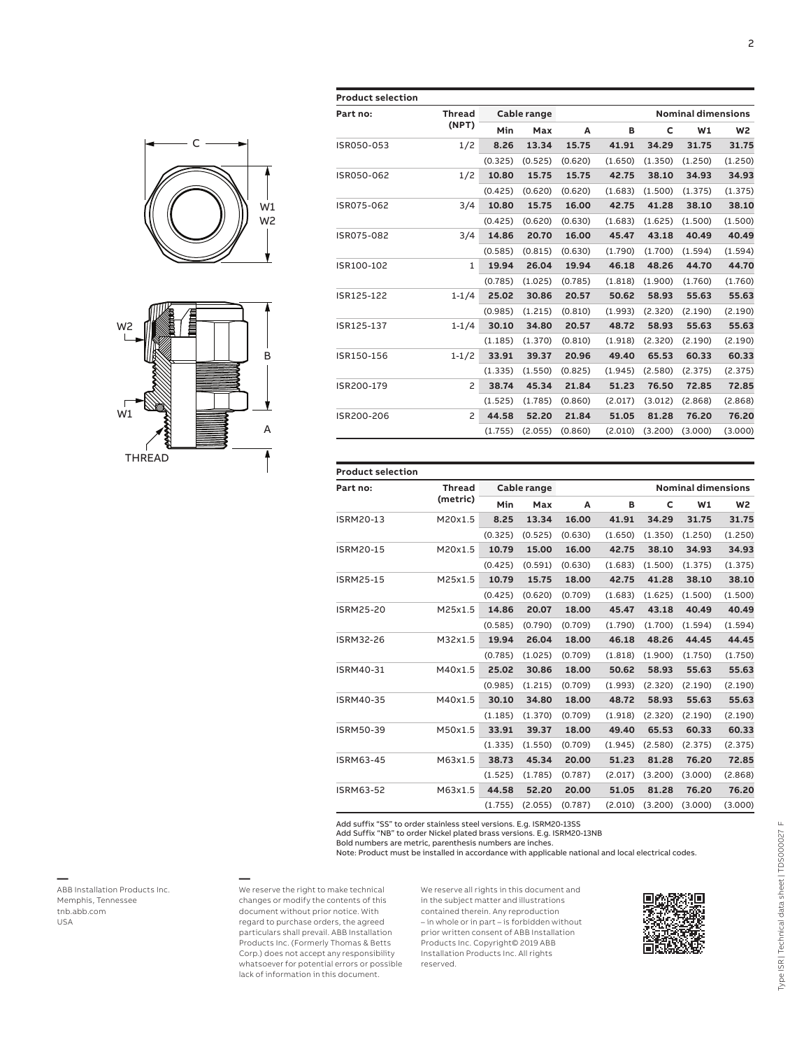C

W1
W2

W2

W1

THREAD

B

A

## Product selection

| Part no: | Thread (NPT) | Cable range | | Nominal dimensions | | | | |
|---|---|---|---|---|---|---|---|---|
| | | Min | Max | A | B | C | W1 | W2 |
| ISR050-053 | 1/2 | **8.26** | **13.34** | **15.75** | **41.91** | **34.29** | **31.75** | **31.75** |
| | | (0.325) | (0.525) | (0.620) | (1.650) | (1.350) | (1.250) | (1.250) |
| ISR050-062 | 1/2 | **10.80** | **15.75** | **15.75** | **42.75** | **38.10** | **34.93** | **34.93** |
| | | (0.425) | (0.620) | (0.620) | (1.683) | (1.500) | (1.375) | (1.375) |
| ISR075-062 | 3/4 | **10.80** | **15.75** | **16.00** | **42.75** | **41.28** | **38.10** | **38.10** |
| | | (0.425) | (0.620) | (0.630) | (1.683) | (1.625) | (1.500) | (1.500) |
| ISR075-082 | 3/4 | **14.86** | **20.70** | **16.00** | **45.47** | **43.18** | **40.49** | **40.49** |
| | | (0.585) | (0.815) | (0.630) | (1.790) | (1.700) | (1.594) | (1.594) |
| ISR100-102 | 1 | **19.94** | **26.04** | **19.94** | **46.18** | **48.26** | **44.70** | **44.70** |
| | | (0.785) | (1.025) | (0.785) | (1.818) | (1.900) | (1.760) | (1.760) |
| ISR125-122 | 1-1/4 | **25.02** | **30.86** | **20.57** | **50.62** | **58.93** | **55.63** | **55.63** |
| | | (0.985) | (1.215) | (0.810) | (1.993) | (2.320) | (2.190) | (2.190) |
| ISR125-137 | 1-1/4 | **30.10** | **34.80** | **20.57** | **48.72** | **58.93** | **55.63** | **55.63** |
| | | (1.185) | (1.370) | (0.810) | (1.918) | (2.320) | (2.190) | (2.190) |
| ISR150-156 | 1-1/2 | **33.91** | **39.37** | **20.96** | **49.40** | **65.53** | **60.33** | **60.33** |
| | | (1.335) | (1.550) | (0.825) | (1.945) | (2.580) | (2.375) | (2.375) |
| ISR200-179 | 2 | **38.74** | **45.34** | **21.84** | **51.23** | **76.50** | **72.85** | **72.85** |
| | | (1.525) | (1.785) | (0.860) | (2.017) | (3.012) | (2.868) | (2.868) |
| ISR200-206 | 2 | **44.58** | **52.20** | **21.84** | **51.05** | **81.28** | **76.20** | **76.20** |
| | | (1.755) | (2.055) | (0.860) | (2.010) | (3.200) | (3.000) | (3.000) |

## Product selection

| Part no: | Thread (metric) | Cable range | | Nominal dimensions | | | | |
|---|---|---|---|---|---|---|---|---|
| | | Min | Max | A | B | C | W1 | W2 |
| ISRM20-13 | M20x1.5 | **8.25** | **13.34** | **16.00** | **41.91** | **34.29** | **31.75** | **31.75** |
| | | (0.325) | (0.525) | (0.630) | (1.650) | (1.350) | (1.250) | (1.250) |
| ISRM20-15 | M20x1.5 | **10.79** | **15.00** | **16.00** | **42.75** | **38.10** | **34.93** | **34.93** |
| | | (0.425) | (0.591) | (0.630) | (1.683) | (1.500) | (1.375) | (1.375) |
| ISRM25-15 | M25x1.5 | **10.79** | **15.75** | **18.00** | **42.75** | **41.28** | **38.10** | **38.10** |
| | | (0.425) | (0.620) | (0.709) | (1.683) | (1.625) | (1.500) | (1.500) |
| ISRM25-20 | M25x1.5 | **14.86** | **20.07** | **18.00** | **45.47** | **43.18** | **40.49** | **40.49** |
| | | (0.585) | (0.790) | (0.709) | (1.790) | (1.700) | (1.594) | (1.594) |
| ISRM32-26 | M32x1.5 | **19.94** | **26.04** | **18.00** | **46.18** | **48.26** | **44.45** | **44.45** |
| | | (0.785) | (1.025) | (0.709) | (1.818) | (1.900) | (1.750) | (1.750) |
| ISRM40-31 | M40x1.5 | **25.02** | **30.86** | **18.00** | **50.62** | **58.93** | **55.63** | **55.63** |
| | | (0.985) | (1.215) | (0.709) | (1.993) | (2.320) | (2.190) | (2.190) |
| ISRM40-35 | M40x1.5 | **30.10** | **34.80** | **18.00** | **48.72** | **58.93** | **55.63** | **55.63** |
| | | (1.185) | (1.370) | (0.709) | (1.918) | (2.320) | (2.190) | (2.190) |
| ISRM50-39 | M50x1.5 | **33.91** | **39.37** | **18.00** | **49.40** | **65.53** | **60.33** | **60.33** |
| | | (1.335) | (1.550) | (0.709) | (1.945) | (2.580) | (2.375) | (2.375) |
| ISRM63-45 | M63x1.5 | **38.73** | **45.34** | **20.00** | **51.23** | **81.28** | **76.20** | **72.85** |
| | | (1.525) | (1.785) | (0.787) | (2.017) | (3.200) | (3.000) | (2.868) |
| ISRM63-52 | M63x1.5 | **44.58** | **52.20** | **20.00** | **51.05** | **81.28** | **76.20** | **76.20** |
| | | (1.755) | (2.055) | (0.787) | (2.010) | (3.200) | (3.000) | (3.000) |

Add suffix "SS" to order stainless steel versions. E.g. ISRM20-13SS
Add Suffix "NB" to order Nickel plated brass versions. E.g. ISRM20-13NB
Bold numbers are metric, parenthesis numbers are inches.
Note: Product must be installed in accordance with applicable national and local electrical codes.

—

ABB Installation Products Inc.
Memphis, Tennessee
tnb.abb.com
USA

—

We reserve the right to make technical changes or modify the contents of this document without prior notice. With regard to purchase orders, the agreed particulars shall prevail. ABB Installation Products Inc. (Formerly Thomas & Betts Corp.) does not accept any responsibility whatsoever for potential errors or possible lack of information in this document.

We reserve all rights in this document and in the subject matter and illustrations contained therein. Any reproduction – in whole or in part – is forbidden without prior written consent of ABB Installation Products Inc. Copyright© 2019 ABB Installation Products Inc. All rights reserved.

Type ISR | Technical data sheet | TDS000027 F